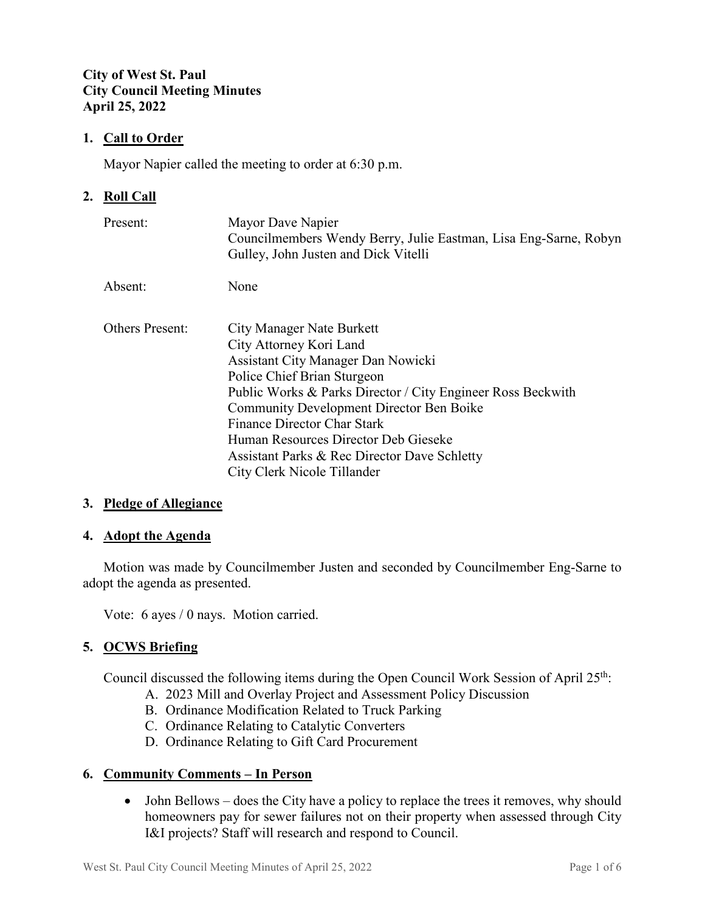**City of West St. Paul**
**City Council Meeting Minutes**
**April 25, 2022**

## 1. Call to Order

Mayor Napier called the meeting to order at 6:30 p.m.

## 2. Roll Call

| | |
|---|---|
| Present: | Mayor Dave Napier<br>Councilmembers Wendy Berry, Julie Eastman, Lisa Eng-Sarne, Robyn Gulley, John Justen and Dick Vitelli |
| Absent: | None |
| Others Present: | City Manager Nate Burkett<br>City Attorney Kori Land<br>Assistant City Manager Dan Nowicki<br>Police Chief Brian Sturgeon<br>Public Works & Parks Director / City Engineer Ross Beckwith<br>Community Development Director Ben Boike<br>Finance Director Char Stark<br>Human Resources Director Deb Gieseke<br>Assistant Parks & Rec Director Dave Schletty<br>City Clerk Nicole Tillander |

## 3. Pledge of Allegiance

## 4. Adopt the Agenda

Motion was made by Councilmember Justen and seconded by Councilmember Eng-Sarne to adopt the agenda as presented.

Vote: 6 ayes / 0 nays. Motion carried.

## 5. OCWS Briefing

Council discussed the following items during the Open Council Work Session of April 25th:

A. 2023 Mill and Overlay Project and Assessment Policy Discussion
B. Ordinance Modification Related to Truck Parking
C. Ordinance Relating to Catalytic Converters
D. Ordinance Relating to Gift Card Procurement

## 6. Community Comments – In Person

- John Bellows – does the City have a policy to replace the trees it removes, why should homeowners pay for sewer failures not on their property when assessed through City I&I projects? Staff will research and respond to Council.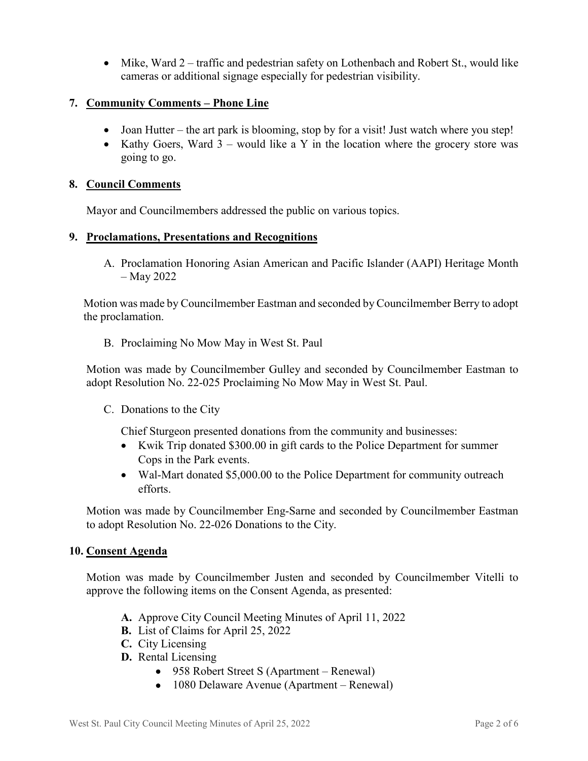- Mike, Ward 2 – traffic and pedestrian safety on Lothenbach and Robert St., would like cameras or additional signage especially for pedestrian visibility.

**7. Community Comments – Phone Line**

- Joan Hutter – the art park is blooming, stop by for a visit! Just watch where you step!
- Kathy Goers, Ward 3 – would like a Y in the location where the grocery store was going to go.

**8. Council Comments**

Mayor and Councilmembers addressed the public on various topics.

**9. Proclamations, Presentations and Recognitions**

A. Proclamation Honoring Asian American and Pacific Islander (AAPI) Heritage Month – May 2022

Motion was made by Councilmember Eastman and seconded by Councilmember Berry to adopt the proclamation.

B. Proclaiming No Mow May in West St. Paul

Motion was made by Councilmember Gulley and seconded by Councilmember Eastman to adopt Resolution No. 22-025 Proclaiming No Mow May in West St. Paul.

C. Donations to the City

Chief Sturgeon presented donations from the community and businesses:

- Kwik Trip donated $300.00 in gift cards to the Police Department for summer Cops in the Park events.
- Wal-Mart donated $5,000.00 to the Police Department for community outreach efforts.

Motion was made by Councilmember Eng-Sarne and seconded by Councilmember Eastman to adopt Resolution No. 22-026 Donations to the City.

**10. Consent Agenda**

Motion was made by Councilmember Justen and seconded by Councilmember Vitelli to approve the following items on the Consent Agenda, as presented:

**A.** Approve City Council Meeting Minutes of April 11, 2022
**B.** List of Claims for April 25, 2022
**C.** City Licensing
**D.** Rental Licensing

- 958 Robert Street S (Apartment – Renewal)
- 1080 Delaware Avenue (Apartment – Renewal)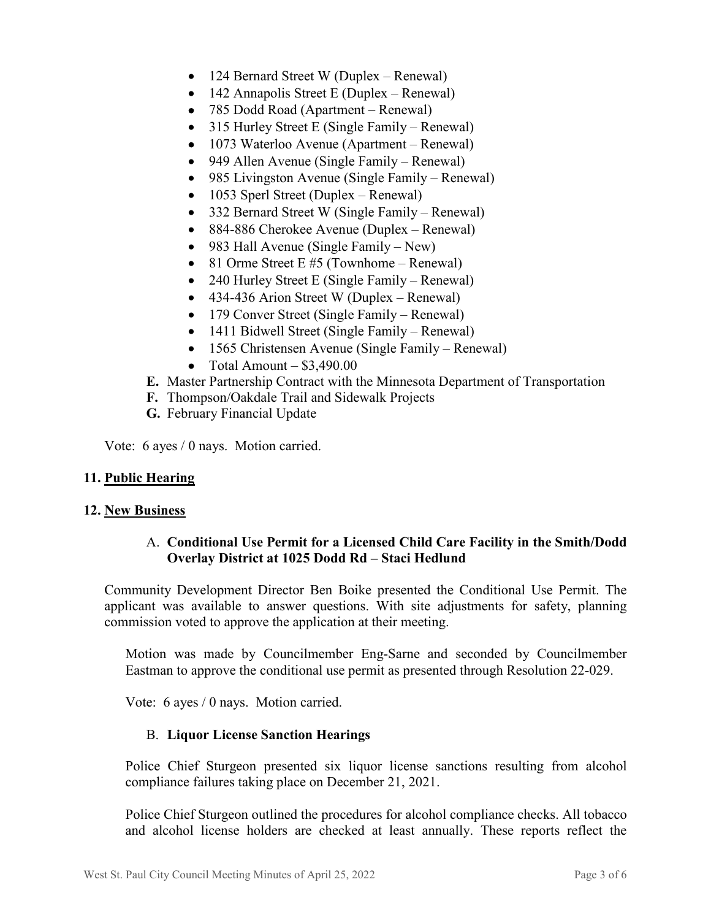- 124 Bernard Street W (Duplex – Renewal)
- 142 Annapolis Street E (Duplex – Renewal)
- 785 Dodd Road (Apartment – Renewal)
- 315 Hurley Street E (Single Family – Renewal)
- 1073 Waterloo Avenue (Apartment – Renewal)
- 949 Allen Avenue (Single Family – Renewal)
- 985 Livingston Avenue (Single Family – Renewal)
- 1053 Sperl Street (Duplex – Renewal)
- 332 Bernard Street W (Single Family – Renewal)
- 884-886 Cherokee Avenue (Duplex – Renewal)
- 983 Hall Avenue (Single Family – New)
- 81 Orme Street E #5 (Townhome – Renewal)
- 240 Hurley Street E (Single Family – Renewal)
- 434-436 Arion Street W (Duplex – Renewal)
- 179 Conver Street (Single Family – Renewal)
- 1411 Bidwell Street (Single Family – Renewal)
- 1565 Christensen Avenue (Single Family – Renewal)
- Total Amount – $3,490.00

**E.** Master Partnership Contract with the Minnesota Department of Transportation
**F.** Thompson/Oakdale Trail and Sidewalk Projects
**G.** February Financial Update

Vote: 6 ayes / 0 nays. Motion carried.

## 11. Public Hearing

## 12. New Business

### A. Conditional Use Permit for a Licensed Child Care Facility in the Smith/Dodd Overlay District at 1025 Dodd Rd – Staci Hedlund

Community Development Director Ben Boike presented the Conditional Use Permit. The applicant was available to answer questions. With site adjustments for safety, planning commission voted to approve the application at their meeting.

Motion was made by Councilmember Eng-Sarne and seconded by Councilmember Eastman to approve the conditional use permit as presented through Resolution 22-029.

Vote: 6 ayes / 0 nays. Motion carried.

### B. Liquor License Sanction Hearings

Police Chief Sturgeon presented six liquor license sanctions resulting from alcohol compliance failures taking place on December 21, 2021.

Police Chief Sturgeon outlined the procedures for alcohol compliance checks. All tobacco and alcohol license holders are checked at least annually. These reports reflect the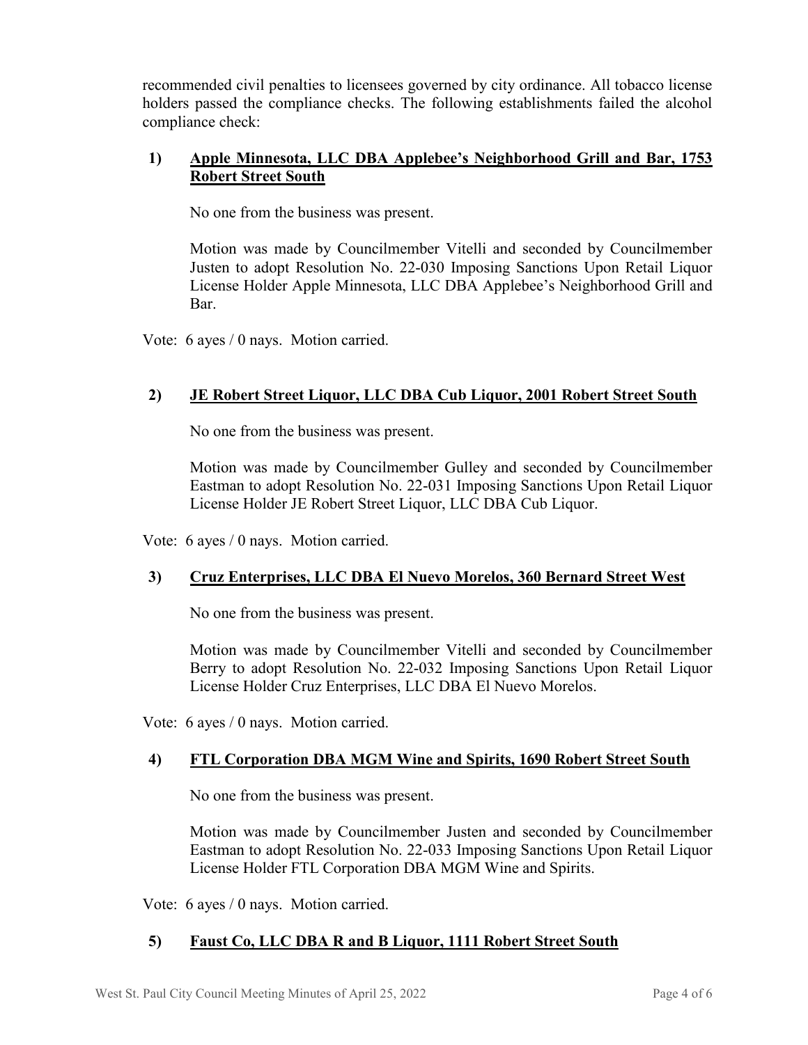recommended civil penalties to licensees governed by city ordinance. All tobacco license holders passed the compliance checks. The following establishments failed the alcohol compliance check:

**1) Apple Minnesota, LLC DBA Applebee's Neighborhood Grill and Bar, 1753 Robert Street South**

No one from the business was present.

Motion was made by Councilmember Vitelli and seconded by Councilmember Justen to adopt Resolution No. 22-030 Imposing Sanctions Upon Retail Liquor License Holder Apple Minnesota, LLC DBA Applebee's Neighborhood Grill and Bar.

Vote: 6 ayes / 0 nays. Motion carried.

**2) JE Robert Street Liquor, LLC DBA Cub Liquor, 2001 Robert Street South**

No one from the business was present.

Motion was made by Councilmember Gulley and seconded by Councilmember Eastman to adopt Resolution No. 22-031 Imposing Sanctions Upon Retail Liquor License Holder JE Robert Street Liquor, LLC DBA Cub Liquor.

Vote: 6 ayes / 0 nays. Motion carried.

**3) Cruz Enterprises, LLC DBA El Nuevo Morelos, 360 Bernard Street West**

No one from the business was present.

Motion was made by Councilmember Vitelli and seconded by Councilmember Berry to adopt Resolution No. 22-032 Imposing Sanctions Upon Retail Liquor License Holder Cruz Enterprises, LLC DBA El Nuevo Morelos.

Vote: 6 ayes / 0 nays. Motion carried.

**4) FTL Corporation DBA MGM Wine and Spirits, 1690 Robert Street South**

No one from the business was present.

Motion was made by Councilmember Justen and seconded by Councilmember Eastman to adopt Resolution No. 22-033 Imposing Sanctions Upon Retail Liquor License Holder FTL Corporation DBA MGM Wine and Spirits.

Vote: 6 ayes / 0 nays. Motion carried.

**5) Faust Co, LLC DBA R and B Liquor, 1111 Robert Street South**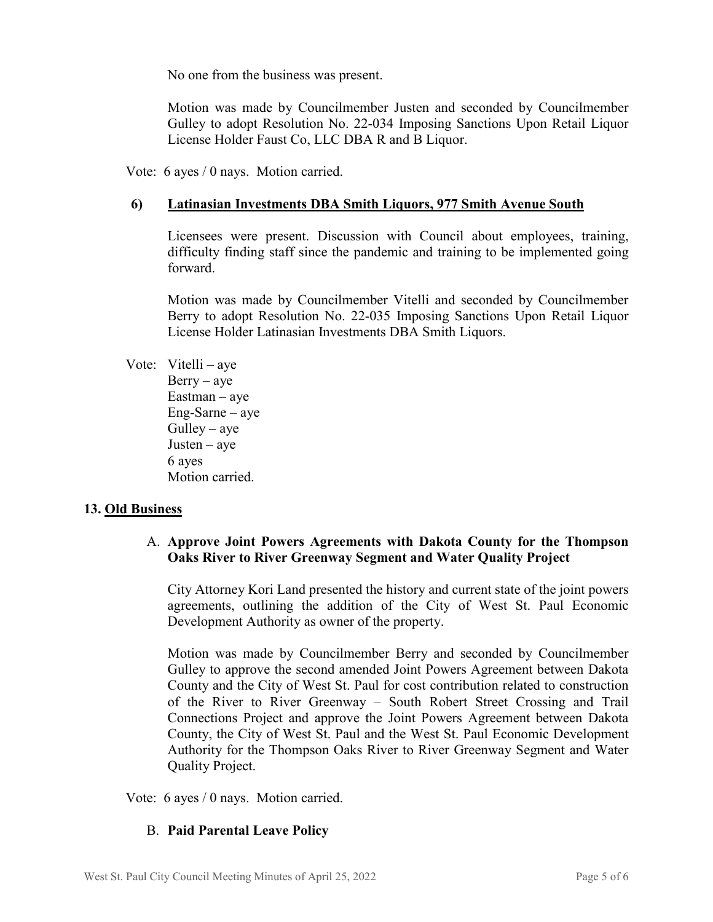No one from the business was present.

Motion was made by Councilmember Justen and seconded by Councilmember Gulley to adopt Resolution No. 22-034 Imposing Sanctions Upon Retail Liquor License Holder Faust Co, LLC DBA R and B Liquor.

Vote: 6 ayes / 0 nays. Motion carried.

**6) <u>Latinasian Investments DBA Smith Liquors, 977 Smith Avenue South</u>**

Licensees were present. Discussion with Council about employees, training, difficulty finding staff since the pandemic and training to be implemented going forward.

Motion was made by Councilmember Vitelli and seconded by Councilmember Berry to adopt Resolution No. 22-035 Imposing Sanctions Upon Retail Liquor License Holder Latinasian Investments DBA Smith Liquors.

Vote: Vitelli – aye
Berry – aye
Eastman – aye
Eng-Sarne – aye
Gulley – aye
Justen – aye
6 ayes
Motion carried.

## 13. <u>Old Business</u>

### A. Approve Joint Powers Agreements with Dakota County for the Thompson Oaks River to River Greenway Segment and Water Quality Project

City Attorney Kori Land presented the history and current state of the joint powers agreements, outlining the addition of the City of West St. Paul Economic Development Authority as owner of the property.

Motion was made by Councilmember Berry and seconded by Councilmember Gulley to approve the second amended Joint Powers Agreement between Dakota County and the City of West St. Paul for cost contribution related to construction of the River to River Greenway – South Robert Street Crossing and Trail Connections Project and approve the Joint Powers Agreement between Dakota County, the City of West St. Paul and the West St. Paul Economic Development Authority for the Thompson Oaks River to River Greenway Segment and Water Quality Project.

Vote: 6 ayes / 0 nays. Motion carried.

### B. Paid Parental Leave Policy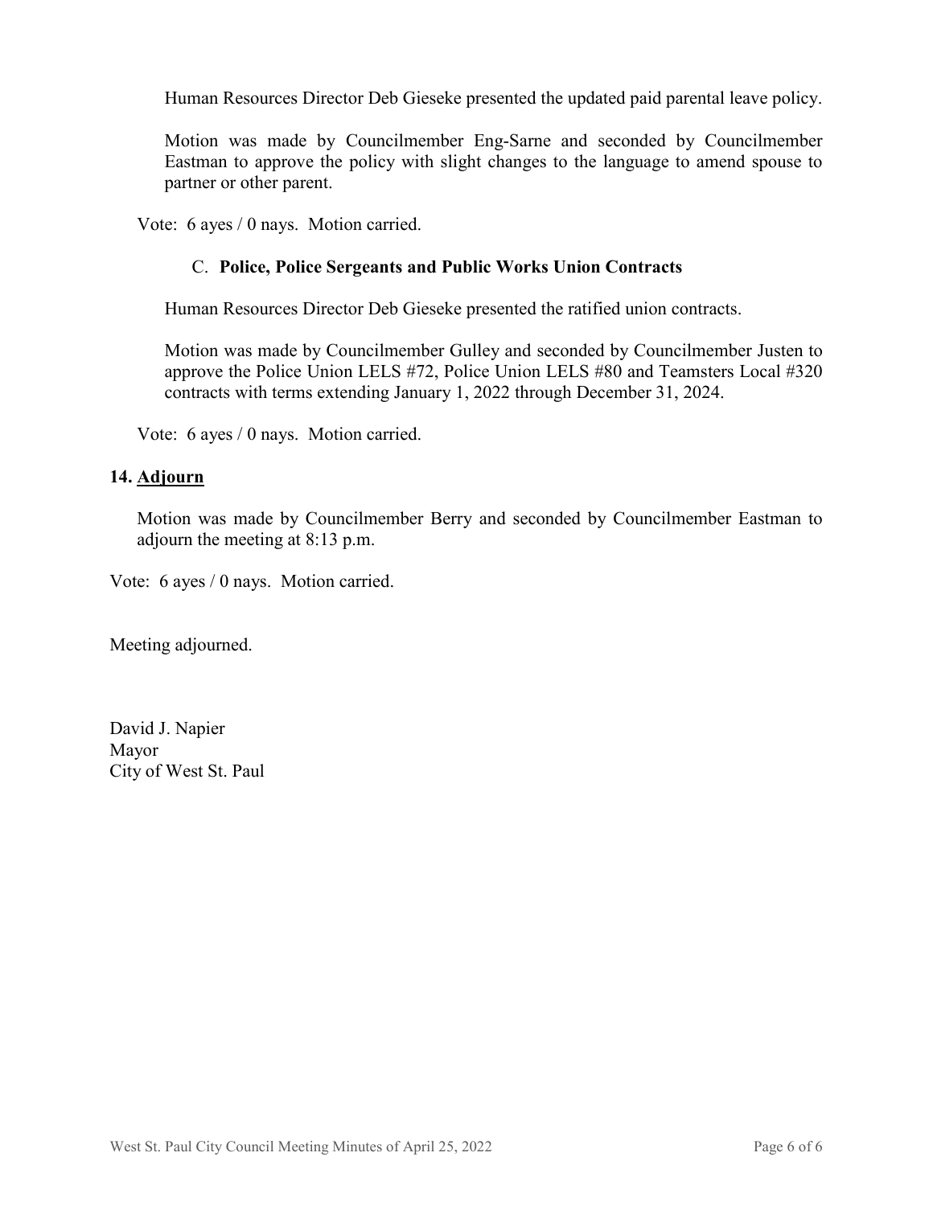Human Resources Director Deb Gieseke presented the updated paid parental leave policy.

Motion was made by Councilmember Eng-Sarne and seconded by Councilmember Eastman to approve the policy with slight changes to the language to amend spouse to partner or other parent.

Vote: 6 ayes / 0 nays. Motion carried.

C. **Police, Police Sergeants and Public Works Union Contracts**

Human Resources Director Deb Gieseke presented the ratified union contracts.

Motion was made by Councilmember Gulley and seconded by Councilmember Justen to approve the Police Union LELS #72, Police Union LELS #80 and Teamsters Local #320 contracts with terms extending January 1, 2022 through December 31, 2024.

Vote: 6 ayes / 0 nays. Motion carried.

**14. Adjourn**

Motion was made by Councilmember Berry and seconded by Councilmember Eastman to adjourn the meeting at 8:13 p.m.

Vote: 6 ayes / 0 nays. Motion carried.

Meeting adjourned.

David J. Napier
Mayor
City of West St. Paul